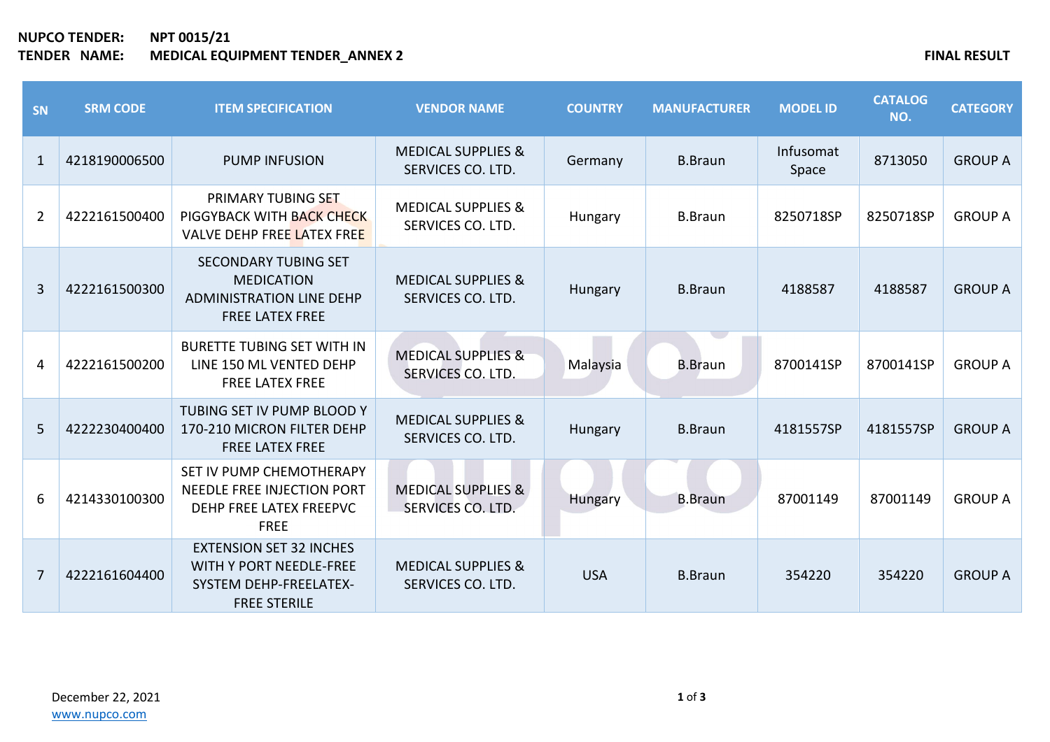**NUPCO TENDER:** **NPT 0015/21**
**TENDER NAME:** **MEDICAL EQUIPMENT TENDER_ANNEX 2**

**FINAL RESULT**

| SN | SRM CODE | ITEM SPECIFICATION | VENDOR NAME | COUNTRY | MANUFACTURER | MODEL ID | CATALOG NO. | CATEGORY |
|---|---|---|---|---|---|---|---|---|
| 1 | 4218190006500 | PUMP INFUSION | MEDICAL SUPPLIES & SERVICES CO. LTD. | Germany | B.Braun | Infusomat Space | 8713050 | GROUP A |
| 2 | 4222161500400 | PRIMARY TUBING SET PIGGYBACK WITH BACK CHECK VALVE DEHP FREE LATEX FREE | MEDICAL SUPPLIES & SERVICES CO. LTD. | Hungary | B.Braun | 8250718SP | 8250718SP | GROUP A |
| 3 | 4222161500300 | SECONDARY TUBING SET MEDICATION ADMINISTRATION LINE DEHP FREE LATEX FREE | MEDICAL SUPPLIES & SERVICES CO. LTD. | Hungary | B.Braun | 4188587 | 4188587 | GROUP A |
| 4 | 4222161500200 | BURETTE TUBING SET WITH IN LINE 150 ML VENTED DEHP FREE LATEX FREE | MEDICAL SUPPLIES & SERVICES CO. LTD. | Malaysia | B.Braun | 8700141SP | 8700141SP | GROUP A |
| 5 | 4222230400400 | TUBING SET IV PUMP BLOOD Y 170-210 MICRON FILTER DEHP FREE LATEX FREE | MEDICAL SUPPLIES & SERVICES CO. LTD. | Hungary | B.Braun | 4181557SP | 4181557SP | GROUP A |
| 6 | 4214330100300 | SET IV PUMP CHEMOTHERAPY NEEDLE FREE INJECTION PORT DEHP FREE LATEX FREEPVC FREE | MEDICAL SUPPLIES & SERVICES CO. LTD. | Hungary | B.Braun | 87001149 | 87001149 | GROUP A |
| 7 | 4222161604400 | EXTENSION SET 32 INCHES WITH Y PORT NEEDLE-FREE SYSTEM DEHP-FREELATEX-FREE STERILE | MEDICAL SUPPLIES & SERVICES CO. LTD. | USA | B.Braun | 354220 | 354220 | GROUP A |

December 22, 2021
www.nupco.com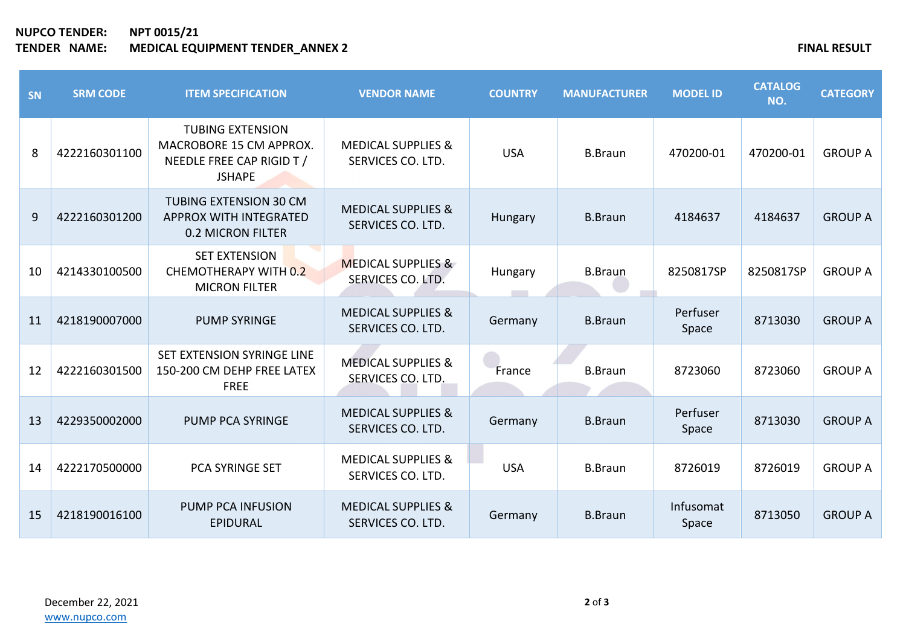**NUPCO TENDER:** NPT 0015/21
**TENDER NAME:** MEDICAL EQUIPMENT TENDER_ANNEX 2

**FINAL RESULT**

| SN | SRM CODE | ITEM SPECIFICATION | VENDOR NAME | COUNTRY | MANUFACTURER | MODEL ID | CATALOG NO. | CATEGORY |
|---|---|---|---|---|---|---|---|---|
| 8 | 4222160301100 | TUBING EXTENSION MACROBORE 15 CM APPROX. NEEDLE FREE CAP RIGID T / JSHAPE | MEDICAL SUPPLIES & SERVICES CO. LTD. | USA | B.Braun | 470200-01 | 470200-01 | GROUP A |
| 9 | 4222160301200 | TUBING EXTENSION 30 CM APPROX WITH INTEGRATED 0.2 MICRON FILTER | MEDICAL SUPPLIES & SERVICES CO. LTD. | Hungary | B.Braun | 4184637 | 4184637 | GROUP A |
| 10 | 4214330100500 | SET EXTENSION CHEMOTHERAPY WITH 0.2 MICRON FILTER | MEDICAL SUPPLIES & SERVICES CO. LTD. | Hungary | B.Braun | 8250817SP | 8250817SP | GROUP A |
| 11 | 4218190007000 | PUMP SYRINGE | MEDICAL SUPPLIES & SERVICES CO. LTD. | Germany | B.Braun | Perfuser Space | 8713030 | GROUP A |
| 12 | 4222160301500 | SET EXTENSION SYRINGE LINE 150-200 CM DEHP FREE LATEX FREE | MEDICAL SUPPLIES & SERVICES CO. LTD. | France | B.Braun | 8723060 | 8723060 | GROUP A |
| 13 | 4229350002000 | PUMP PCA SYRINGE | MEDICAL SUPPLIES & SERVICES CO. LTD. | Germany | B.Braun | Perfuser Space | 8713030 | GROUP A |
| 14 | 4222170500000 | PCA SYRINGE SET | MEDICAL SUPPLIES & SERVICES CO. LTD. | USA | B.Braun | 8726019 | 8726019 | GROUP A |
| 15 | 4218190016100 | PUMP PCA INFUSION EPIDURAL | MEDICAL SUPPLIES & SERVICES CO. LTD. | Germany | B.Braun | Infusomat Space | 8713050 | GROUP A |

December 22, 2021
www.nupco.com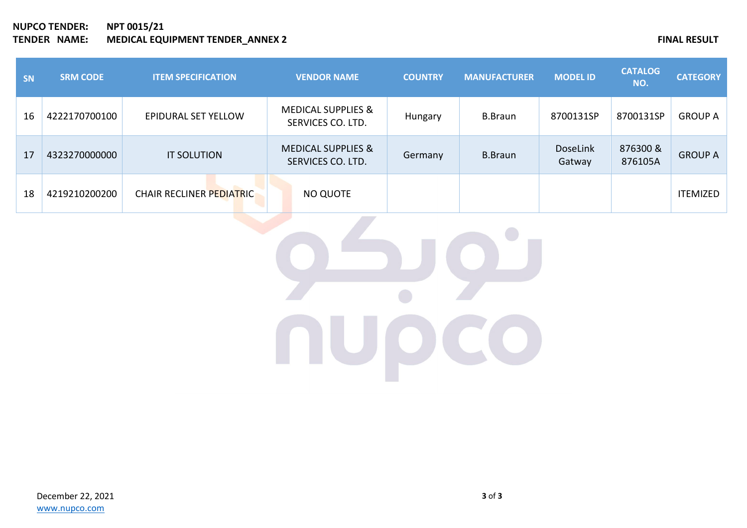**NUPCO TENDER:** **NPT 0015/21**
**TENDER NAME:** **MEDICAL EQUIPMENT TENDER_ANNEX 2** **FINAL RESULT**

| SN | SRM CODE | ITEM SPECIFICATION | VENDOR NAME | COUNTRY | MANUFACTURER | MODEL ID | CATALOG NO. | CATEGORY |
|---|---|---|---|---|---|---|---|---|
| 16 | 4222170700100 | EPIDURAL SET YELLOW | MEDICAL SUPPLIES & SERVICES CO. LTD. | Hungary | B.Braun | 8700131SP | 8700131SP | GROUP A |
| 17 | 4323270000000 | IT SOLUTION | MEDICAL SUPPLIES & SERVICES CO. LTD. | Germany | B.Braun | DoseLink Gatway | 876300 & 876105A | GROUP A |
| 18 | 4219210200200 | CHAIR RECLINER PEDIATRIC | NO QUOTE | | | | | ITEMIZED |

December 22, 2021
www.nupco.com